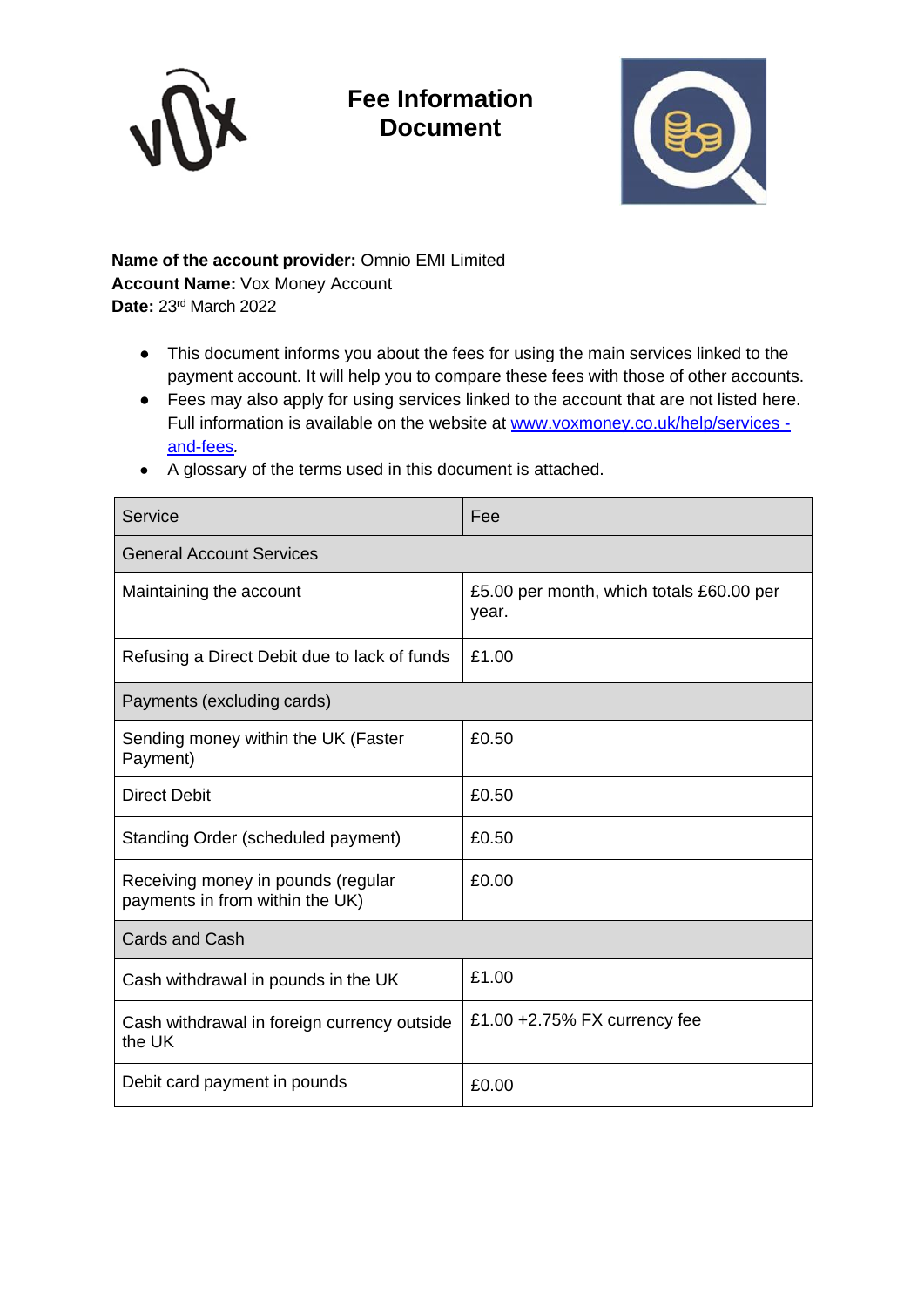# Fee Information Document

**Name of the account provider:** Omnio EMI Limited
**Account Name:** Vox Money Account
**Date:** 23rd March 2022

- This document informs you about the fees for using the main services linked to the payment account. It will help you to compare these fees with those of other accounts.
- Fees may also apply for using services linked to the account that are not listed here. Full information is available on the website at [www.voxmoney.co.uk/help/services - and-fees](www.voxmoney.co.uk/help/services-and-fees).
- A glossary of the terms used in this document is attached.

| Service | Fee |
|---|---|
| General Account Services | |
| Maintaining the account | £5.00 per month, which totals £60.00 per year. |
| Refusing a Direct Debit due to lack of funds | £1.00 |
| Payments (excluding cards) | |
| Sending money within the UK (Faster Payment) | £0.50 |
| Direct Debit | £0.50 |
| Standing Order (scheduled payment) | £0.50 |
| Receiving money in pounds (regular payments in from within the UK) | £0.00 |
| Cards and Cash | |
| Cash withdrawal in pounds in the UK | £1.00 |
| Cash withdrawal in foreign currency outside the UK | £1.00 +2.75% FX currency fee |
| Debit card payment in pounds | £0.00 |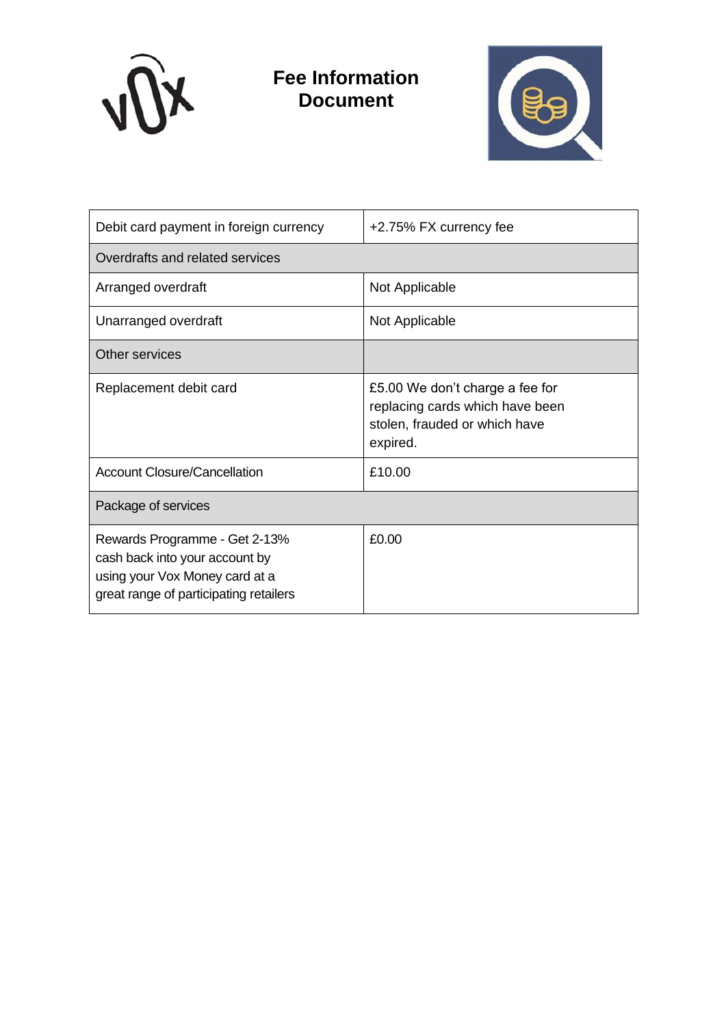# Fee Information Document

| | |
|---|---|
| Debit card payment in foreign currency | +2.75% FX currency fee |
| Overdrafts and related services | |
| Arranged overdraft | Not Applicable |
| Unarranged overdraft | Not Applicable |
| Other services | |
| Replacement debit card | £5.00 We don't charge a fee for replacing cards which have been stolen, frauded or which have expired. |
| Account Closure/Cancellation | £10.00 |
| Package of services | |
| Rewards Programme - Get 2-13% cash back into your account by using your Vox Money card at a great range of participating retailers | £0.00 |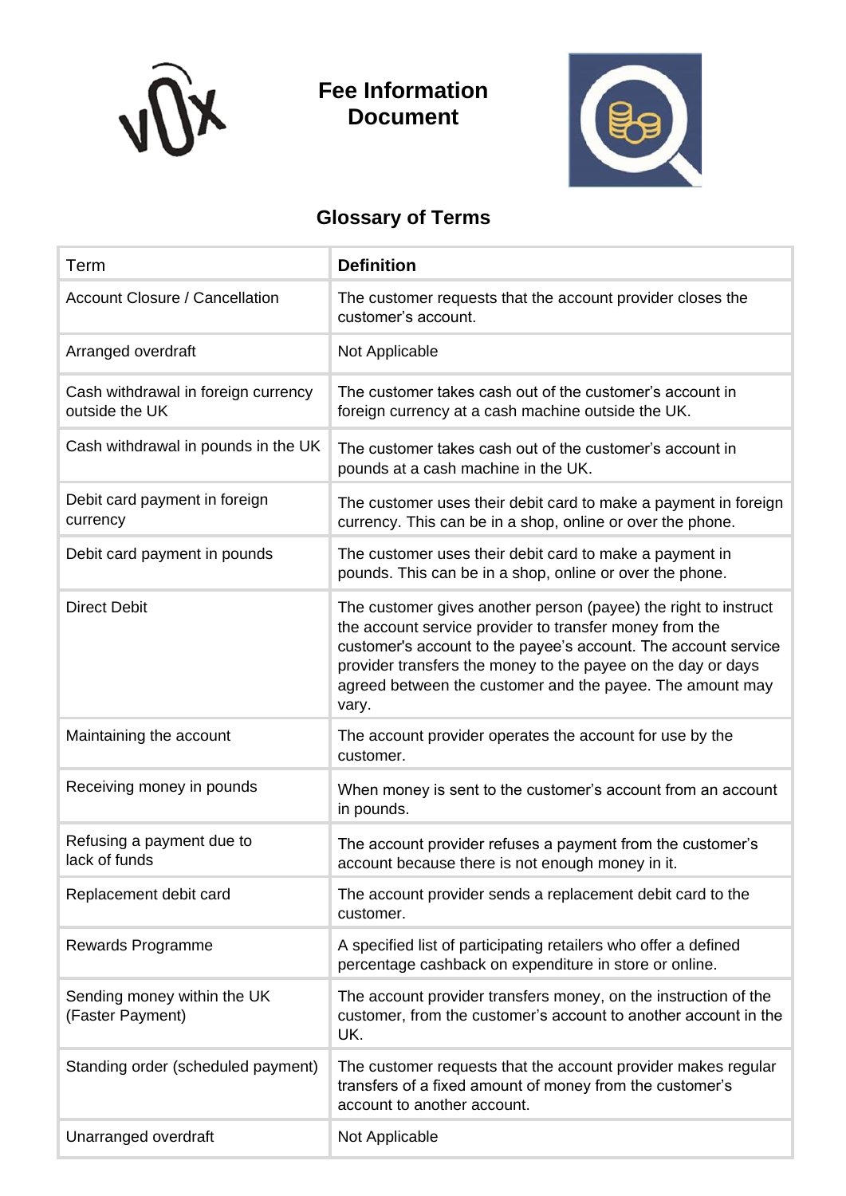# Fee Information Document

## Glossary of Terms

| Term | Definition |
|---|---|
| Account Closure / Cancellation | The customer requests that the account provider closes the customer's account. |
| Arranged overdraft | Not Applicable |
| Cash withdrawal in foreign currency outside the UK | The customer takes cash out of the customer's account in foreign currency at a cash machine outside the UK. |
| Cash withdrawal in pounds in the UK | The customer takes cash out of the customer's account in pounds at a cash machine in the UK. |
| Debit card payment in foreign currency | The customer uses their debit card to make a payment in foreign currency. This can be in a shop, online or over the phone. |
| Debit card payment in pounds | The customer uses their debit card to make a payment in pounds. This can be in a shop, online or over the phone. |
| Direct Debit | The customer gives another person (payee) the right to instruct the account service provider to transfer money from the customer's account to the payee's account. The account service provider transfers the money to the payee on the day or days agreed between the customer and the payee. The amount may vary. |
| Maintaining the account | The account provider operates the account for use by the customer. |
| Receiving money in pounds | When money is sent to the customer's account from an account in pounds. |
| Refusing a payment due to lack of funds | The account provider refuses a payment from the customer's account because there is not enough money in it. |
| Replacement debit card | The account provider sends a replacement debit card to the customer. |
| Rewards Programme | A specified list of participating retailers who offer a defined percentage cashback on expenditure in store or online. |
| Sending money within the UK (Faster Payment) | The account provider transfers money, on the instruction of the customer, from the customer's account to another account in the UK. |
| Standing order (scheduled payment) | The customer requests that the account provider makes regular transfers of a fixed amount of money from the customer's account to another account. |
| Unarranged overdraft | Not Applicable |